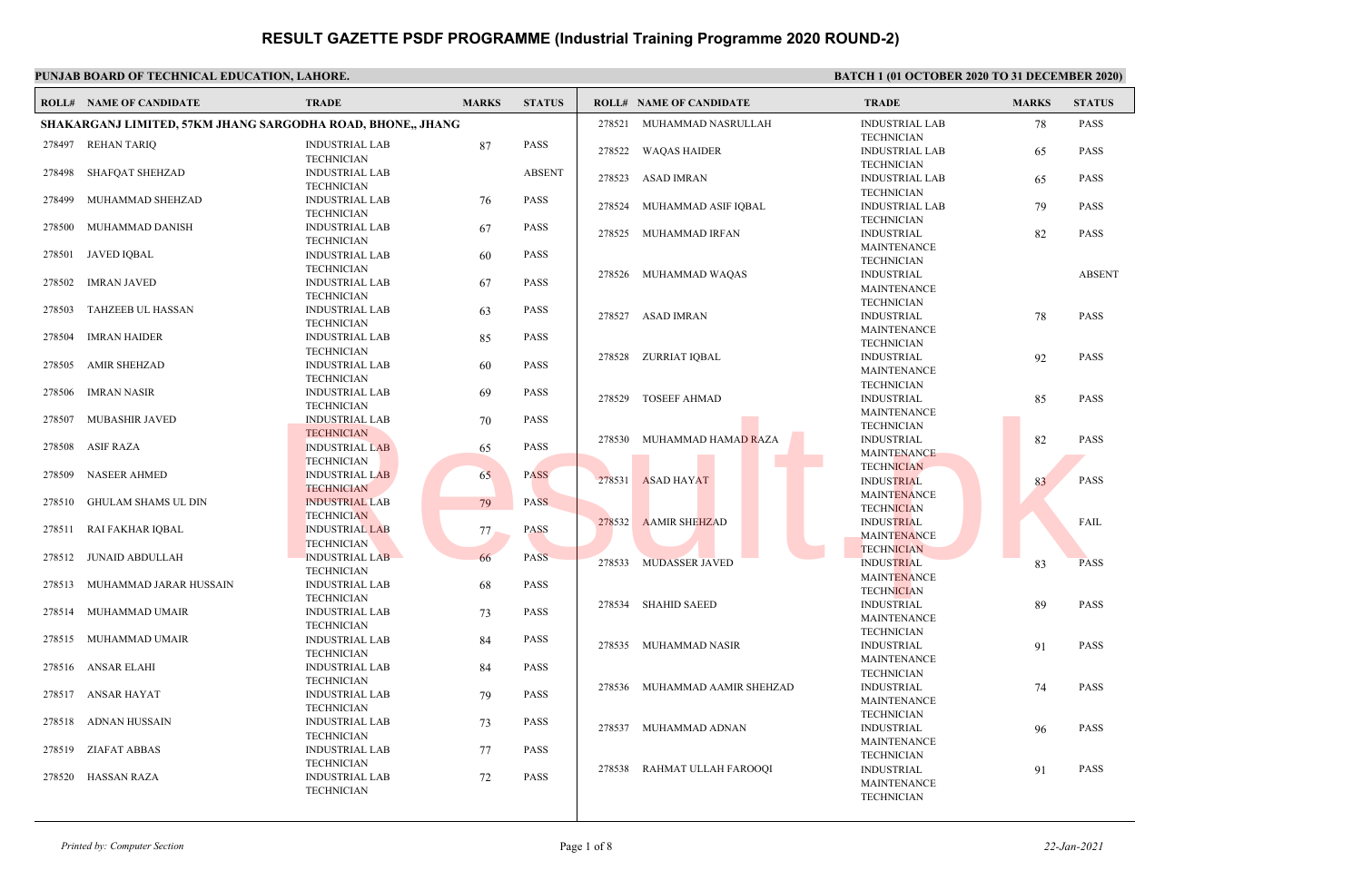# RESULT GAZETTE PSDF PROGRAMME (Industrial Training Programme 2020 ROUND-2)

**PUNJAB BOARD OF TECHNICAL EDUCATION, LAHORE.**

**BATCH 1 (01 OCTOBER 2020 TO 31 DECEMBER 2020)**

**SHAKARGANJ LIMITED, 57KM JHANG SARGODHA ROAD, BHONE,, JHANG**

| ROLL# | NAME OF CANDIDATE | TRADE | MARKS | STATUS |
|---|---|---|---|---|
| 278497 | REHAN TARIQ | INDUSTRIAL LAB TECHNICIAN | 87 | PASS |
| 278498 | SHAFQAT SHEHZAD | INDUSTRIAL LAB TECHNICIAN | | ABSENT |
| 278499 | MUHAMMAD SHEHZAD | INDUSTRIAL LAB TECHNICIAN | 76 | PASS |
| 278500 | MUHAMMAD DANISH | INDUSTRIAL LAB TECHNICIAN | 67 | PASS |
| 278501 | JAVED IQBAL | INDUSTRIAL LAB TECHNICIAN | 60 | PASS |
| 278502 | IMRAN JAVED | INDUSTRIAL LAB TECHNICIAN | 67 | PASS |
| 278503 | TAHZEEB UL HASSAN | INDUSTRIAL LAB TECHNICIAN | 63 | PASS |
| 278504 | IMRAN HAIDER | INDUSTRIAL LAB TECHNICIAN | 85 | PASS |
| 278505 | AMIR SHEHZAD | INDUSTRIAL LAB TECHNICIAN | 60 | PASS |
| 278506 | IMRAN NASIR | INDUSTRIAL LAB TECHNICIAN | 69 | PASS |
| 278507 | MUBASHIR JAVED | INDUSTRIAL LAB TECHNICIAN | 70 | PASS |
| 278508 | ASIF RAZA | INDUSTRIAL LAB TECHNICIAN | 65 | PASS |
| 278509 | NASEER AHMED | INDUSTRIAL LAB TECHNICIAN | 65 | PASS |
| 278510 | GHULAM SHAMS UL DIN | INDUSTRIAL LAB TECHNICIAN | 79 | PASS |
| 278511 | RAI FAKHAR IQBAL | INDUSTRIAL LAB TECHNICIAN | 77 | PASS |
| 278512 | JUNAID ABDULLAH | INDUSTRIAL LAB TECHNICIAN | 66 | PASS |
| 278513 | MUHAMMAD JARAR HUSSAIN | INDUSTRIAL LAB TECHNICIAN | 68 | PASS |
| 278514 | MUHAMMAD UMAIR | INDUSTRIAL LAB TECHNICIAN | 73 | PASS |
| 278515 | MUHAMMAD UMAIR | INDUSTRIAL LAB TECHNICIAN | 84 | PASS |
| 278516 | ANSAR ELAHI | INDUSTRIAL LAB TECHNICIAN | 84 | PASS |
| 278517 | ANSAR HAYAT | INDUSTRIAL LAB TECHNICIAN | 79 | PASS |
| 278518 | ADNAN HUSSAIN | INDUSTRIAL LAB TECHNICIAN | 73 | PASS |
| 278519 | ZIAFAT ABBAS | INDUSTRIAL LAB TECHNICIAN | 77 | PASS |
| 278520 | HASSAN RAZA | INDUSTRIAL LAB TECHNICIAN | 72 | PASS |
| 278521 | MUHAMMAD NASRULLAH | INDUSTRIAL LAB TECHNICIAN | 78 | PASS |
| 278522 | WAQAS HAIDER | INDUSTRIAL LAB TECHNICIAN | 65 | PASS |
| 278523 | ASAD IMRAN | INDUSTRIAL LAB TECHNICIAN | 65 | PASS |
| 278524 | MUHAMMAD ASIF IQBAL | INDUSTRIAL LAB TECHNICIAN | 79 | PASS |
| 278525 | MUHAMMAD IRFAN | INDUSTRIAL MAINTENANCE TECHNICIAN | 82 | PASS |
| 278526 | MUHAMMAD WAQAS | INDUSTRIAL MAINTENANCE TECHNICIAN | | ABSENT |
| 278527 | ASAD IMRAN | INDUSTRIAL MAINTENANCE TECHNICIAN | 78 | PASS |
| 278528 | ZURRIAT IQBAL | INDUSTRIAL MAINTENANCE TECHNICIAN | 92 | PASS |
| 278529 | TOSEEF AHMAD | INDUSTRIAL MAINTENANCE TECHNICIAN | 85 | PASS |
| 278530 | MUHAMMAD HAMAD RAZA | INDUSTRIAL MAINTENANCE TECHNICIAN | 82 | PASS |
| 278531 | ASAD HAYAT | INDUSTRIAL MAINTENANCE TECHNICIAN | 83 | PASS |
| 278532 | AAMIR SHEHZAD | INDUSTRIAL MAINTENANCE TECHNICIAN | | FAIL |
| 278533 | MUDASSER JAVED | INDUSTRIAL MAINTENANCE TECHNICIAN | 83 | PASS |
| 278534 | SHAHID SAEED | INDUSTRIAL MAINTENANCE TECHNICIAN | 89 | PASS |
| 278535 | MUHAMMAD NASIR | INDUSTRIAL MAINTENANCE TECHNICIAN | 91 | PASS |
| 278536 | MUHAMMAD AAMIR SHEHZAD | INDUSTRIAL MAINTENANCE TECHNICIAN | 74 | PASS |
| 278537 | MUHAMMAD ADNAN | INDUSTRIAL MAINTENANCE TECHNICIAN | 96 | PASS |
| 278538 | RAHMAT ULLAH FAROOQI | INDUSTRIAL MAINTENANCE TECHNICIAN | 91 | PASS |

*Printed by: Computer Section*

*22-Jan-2021*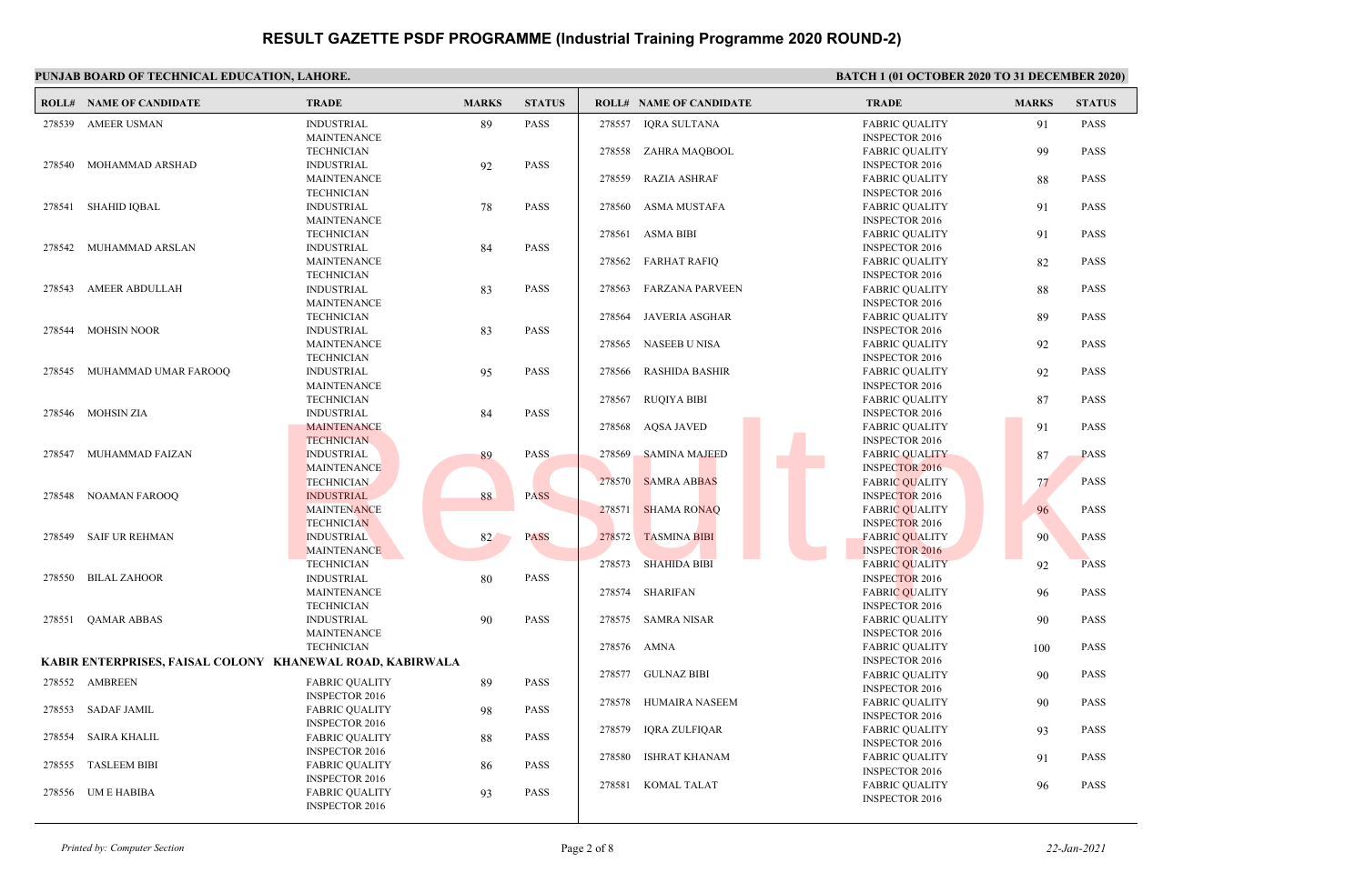# RESULT GAZETTE PSDF PROGRAMME (Industrial Training Programme 2020 ROUND-2)

**PUNJAB BOARD OF TECHNICAL EDUCATION, LAHORE.** **BATCH 1 (01 OCTOBER 2020 TO 31 DECEMBER 2020)**

| ROLL# | NAME OF CANDIDATE | TRADE | MARKS | STATUS |
|---|---|---|---|---|
| 278539 | AMEER USMAN | INDUSTRIAL MAINTENANCE TECHNICIAN | 89 | PASS |
| 278540 | MOHAMMAD ARSHAD | INDUSTRIAL MAINTENANCE TECHNICIAN | 92 | PASS |
| 278541 | SHAHID IQBAL | INDUSTRIAL MAINTENANCE TECHNICIAN | 78 | PASS |
| 278542 | MUHAMMAD ARSLAN | INDUSTRIAL MAINTENANCE TECHNICIAN | 84 | PASS |
| 278543 | AMEER ABDULLAH | INDUSTRIAL MAINTENANCE TECHNICIAN | 83 | PASS |
| 278544 | MOHSIN NOOR | INDUSTRIAL MAINTENANCE TECHNICIAN | 83 | PASS |
| 278545 | MUHAMMAD UMAR FAROOQ | INDUSTRIAL MAINTENANCE TECHNICIAN | 95 | PASS |
| 278546 | MOHSIN ZIA | INDUSTRIAL MAINTENANCE TECHNICIAN | 84 | PASS |
| 278547 | MUHAMMAD FAIZAN | INDUSTRIAL MAINTENANCE TECHNICIAN | 89 | PASS |
| 278548 | NOAMAN FAROOQ | INDUSTRIAL MAINTENANCE TECHNICIAN | 88 | PASS |
| 278549 | SAIF UR REHMAN | INDUSTRIAL MAINTENANCE TECHNICIAN | 82 | PASS |
| 278550 | BILAL ZAHOOR | INDUSTRIAL MAINTENANCE TECHNICIAN | 80 | PASS |
| 278551 | QAMAR ABBAS | INDUSTRIAL MAINTENANCE TECHNICIAN | 90 | PASS |

**KABIR ENTERPRISES, FAISAL COLONY KHANEWAL ROAD, KABIRWALA**

| ROLL# | NAME OF CANDIDATE | TRADE | MARKS | STATUS |
|---|---|---|---|---|
| 278552 | AMBREEN | FABRIC QUALITY INSPECTOR 2016 | 89 | PASS |
| 278553 | SADAF JAMIL | FABRIC QUALITY INSPECTOR 2016 | 98 | PASS |
| 278554 | SAIRA KHALIL | FABRIC QUALITY INSPECTOR 2016 | 88 | PASS |
| 278555 | TASLEEM BIBI | FABRIC QUALITY INSPECTOR 2016 | 86 | PASS |
| 278556 | UM E HABIBA | FABRIC QUALITY INSPECTOR 2016 | 93 | PASS |
| 278557 | IQRA SULTANA | FABRIC QUALITY INSPECTOR 2016 | 91 | PASS |
| 278558 | ZAHRA MAQBOOL | FABRIC QUALITY INSPECTOR 2016 | 99 | PASS |
| 278559 | RAZIA ASHRAF | FABRIC QUALITY INSPECTOR 2016 | 88 | PASS |
| 278560 | ASMA MUSTAFA | FABRIC QUALITY INSPECTOR 2016 | 91 | PASS |
| 278561 | ASMA BIBI | FABRIC QUALITY INSPECTOR 2016 | 91 | PASS |
| 278562 | FARHAT RAFIQ | FABRIC QUALITY INSPECTOR 2016 | 82 | PASS |
| 278563 | FARZANA PARVEEN | FABRIC QUALITY INSPECTOR 2016 | 88 | PASS |
| 278564 | JAVERIA ASGHAR | FABRIC QUALITY INSPECTOR 2016 | 89 | PASS |
| 278565 | NASEEB U NISA | FABRIC QUALITY INSPECTOR 2016 | 92 | PASS |
| 278566 | RASHIDA BASHIR | FABRIC QUALITY INSPECTOR 2016 | 92 | PASS |
| 278567 | RUQIYA BIBI | FABRIC QUALITY INSPECTOR 2016 | 87 | PASS |
| 278568 | AQSA JAVED | FABRIC QUALITY INSPECTOR 2016 | 91 | PASS |
| 278569 | SAMINA MAJEED | FABRIC QUALITY INSPECTOR 2016 | 87 | PASS |
| 278570 | SAMRA ABBAS | FABRIC QUALITY INSPECTOR 2016 | 77 | PASS |
| 278571 | SHAMA RONAQ | FABRIC QUALITY INSPECTOR 2016 | 96 | PASS |
| 278572 | TASMINA BIBI | FABRIC QUALITY INSPECTOR 2016 | 90 | PASS |
| 278573 | SHAHIDA BIBI | FABRIC QUALITY INSPECTOR 2016 | 92 | PASS |
| 278574 | SHARIFAN | FABRIC QUALITY INSPECTOR 2016 | 96 | PASS |
| 278575 | SAMRA NISAR | FABRIC QUALITY INSPECTOR 2016 | 90 | PASS |
| 278576 | AMNA | FABRIC QUALITY INSPECTOR 2016 | 100 | PASS |
| 278577 | GULNAZ BIBI | FABRIC QUALITY INSPECTOR 2016 | 90 | PASS |
| 278578 | HUMAIRA NASEEM | FABRIC QUALITY INSPECTOR 2016 | 90 | PASS |
| 278579 | IQRA ZULFIQAR | FABRIC QUALITY INSPECTOR 2016 | 93 | PASS |
| 278580 | ISHRAT KHANAM | FABRIC QUALITY INSPECTOR 2016 | 91 | PASS |
| 278581 | KOMAL TALAT | FABRIC QUALITY INSPECTOR 2016 | 96 | PASS |

*Printed by: Computer Section* *22-Jan-2021*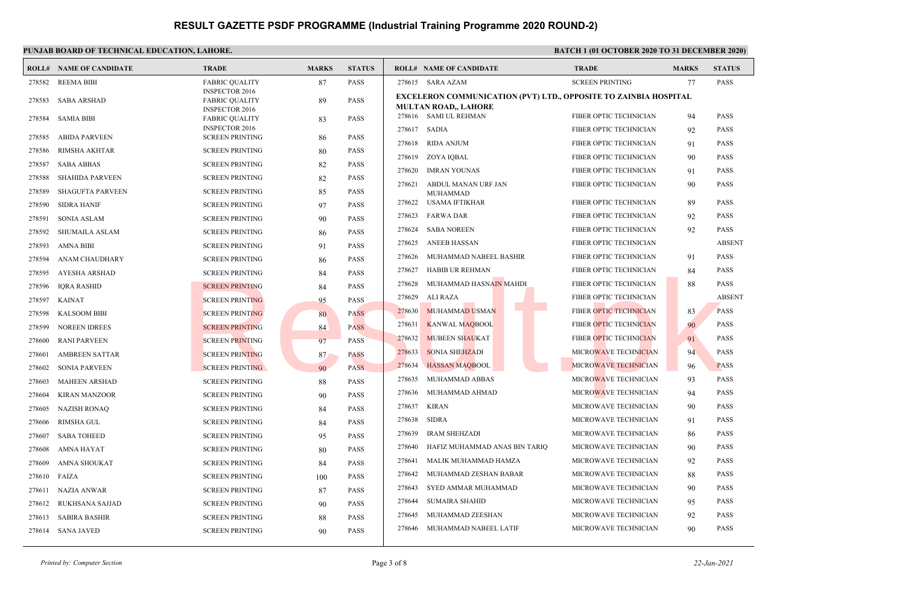# RESULT GAZETTE PSDF PROGRAMME (Industrial Training Programme 2020 ROUND-2)

**PUNJAB BOARD OF TECHNICAL EDUCATION, LAHORE.**

**BATCH 1 (01 OCTOBER 2020 TO 31 DECEMBER 2020)**

| ROLL# | NAME OF CANDIDATE | TRADE | MARKS | STATUS |
|---|---|---|---|---|
| 278582 | REEMA BIBI | FABRIC QUALITY INSPECTOR 2016 | 87 | PASS |
| 278583 | SABA ARSHAD | FABRIC QUALITY INSPECTOR 2016 | 89 | PASS |
| 278584 | SAMIA BIBI | FABRIC QUALITY INSPECTOR 2016 | 83 | PASS |
| 278585 | ABIDA PARVEEN | SCREEN PRINTING | 86 | PASS |
| 278586 | RIMSHA AKHTAR | SCREEN PRINTING | 80 | PASS |
| 278587 | SABA ABBAS | SCREEN PRINTING | 82 | PASS |
| 278588 | SHAHIDA PARVEEN | SCREEN PRINTING | 82 | PASS |
| 278589 | SHAGUFTA PARVEEN | SCREEN PRINTING | 85 | PASS |
| 278590 | SIDRA HANIF | SCREEN PRINTING | 97 | PASS |
| 278591 | SONIA ASLAM | SCREEN PRINTING | 90 | PASS |
| 278592 | SHUMAILA ASLAM | SCREEN PRINTING | 86 | PASS |
| 278593 | AMNA BIBI | SCREEN PRINTING | 91 | PASS |
| 278594 | ANAM CHAUDHARY | SCREEN PRINTING | 86 | PASS |
| 278595 | AYESHA ARSHAD | SCREEN PRINTING | 84 | PASS |
| 278596 | IQRA RASHID | SCREEN PRINTING | 84 | PASS |
| 278597 | KAINAT | SCREEN PRINTING | 95 | PASS |
| 278598 | KALSOOM BIBI | SCREEN PRINTING | 80 | PASS |
| 278599 | NOREEN IDREES | SCREEN PRINTING | 84 | PASS |
| 278600 | RANI PARVEEN | SCREEN PRINTING | 97 | PASS |
| 278601 | AMBREEN SATTAR | SCREEN PRINTING | 87 | PASS |
| 278602 | SONIA PARVEEN | SCREEN PRINTING | 90 | PASS |
| 278603 | MAHEEN ARSHAD | SCREEN PRINTING | 88 | PASS |
| 278604 | KIRAN MANZOOR | SCREEN PRINTING | 90 | PASS |
| 278605 | NAZISH RONAQ | SCREEN PRINTING | 84 | PASS |
| 278606 | RIMSHA GUL | SCREEN PRINTING | 84 | PASS |
| 278607 | SABA TOHEED | SCREEN PRINTING | 95 | PASS |
| 278608 | AMNA HAYAT | SCREEN PRINTING | 80 | PASS |
| 278609 | AMNA SHOUKAT | SCREEN PRINTING | 84 | PASS |
| 278610 | FAIZA | SCREEN PRINTING | 100 | PASS |
| 278611 | NAZIA ANWAR | SCREEN PRINTING | 87 | PASS |
| 278612 | RUKHSANA SAJJAD | SCREEN PRINTING | 90 | PASS |
| 278613 | SABIRA BASHIR | SCREEN PRINTING | 88 | PASS |
| 278614 | SANA JAVED | SCREEN PRINTING | 90 | PASS |
| 278615 | SARA AZAM | SCREEN PRINTING | 77 | PASS |

**EXCELERON COMMUNICATION (PVT) LTD., OPPOSITE TO ZAINBIA HOSPITAL MULTAN ROAD,, LAHORE**

| ROLL# | NAME OF CANDIDATE | TRADE | MARKS | STATUS |
|---|---|---|---|---|
| 278616 | SAMI UL REHMAN | FIBER OPTIC TECHNICIAN | 94 | PASS |
| 278617 | SADIA | FIBER OPTIC TECHNICIAN | 92 | PASS |
| 278618 | RIDA ANJUM | FIBER OPTIC TECHNICIAN | 91 | PASS |
| 278619 | ZOYA IQBAL | FIBER OPTIC TECHNICIAN | 90 | PASS |
| 278620 | IMRAN YOUNAS | FIBER OPTIC TECHNICIAN | 91 | PASS |
| 278621 | ABDUL MANAN URF JAN MUHAMMAD | FIBER OPTIC TECHNICIAN | 90 | PASS |
| 278622 | USAMA IFTIKHAR | FIBER OPTIC TECHNICIAN | 89 | PASS |
| 278623 | FARWA DAR | FIBER OPTIC TECHNICIAN | 92 | PASS |
| 278624 | SABA NOREEN | FIBER OPTIC TECHNICIAN | 92 | PASS |
| 278625 | ANEEB HASSAN | FIBER OPTIC TECHNICIAN | | ABSENT |
| 278626 | MUHAMMAD NABEEL BASHIR | FIBER OPTIC TECHNICIAN | 91 | PASS |
| 278627 | HABIB UR REHMAN | FIBER OPTIC TECHNICIAN | 84 | PASS |
| 278628 | MUHAMMAD HASNAIN MAHDI | FIBER OPTIC TECHNICIAN | 88 | PASS |
| 278629 | ALI RAZA | FIBER OPTIC TECHNICIAN | | ABSENT |
| 278630 | MUHAMMAD USMAN | FIBER OPTIC TECHNICIAN | 83 | PASS |
| 278631 | KANWAL MAQBOOL | FIBER OPTIC TECHNICIAN | 90 | PASS |
| 278632 | MUBEEN SHAUKAT | FIBER OPTIC TECHNICIAN | 91 | PASS |
| 278633 | SONIA SHEHZADI | MICROWAVE TECHNICIAN | 94 | PASS |
| 278634 | HASSAN MAQBOOL | MICROWAVE TECHNICIAN | 96 | PASS |
| 278635 | MUHAMMAD ABBAS | MICROWAVE TECHNICIAN | 93 | PASS |
| 278636 | MUHAMMAD AHMAD | MICROWAVE TECHNICIAN | 94 | PASS |
| 278637 | KIRAN | MICROWAVE TECHNICIAN | 90 | PASS |
| 278638 | SIDRA | MICROWAVE TECHNICIAN | 91 | PASS |
| 278639 | IRAM SHEHZADI | MICROWAVE TECHNICIAN | 86 | PASS |
| 278640 | HAFIZ MUHAMMAD ANAS BIN TARIQ | MICROWAVE TECHNICIAN | 90 | PASS |
| 278641 | MALIK MUHAMMAD HAMZA | MICROWAVE TECHNICIAN | 92 | PASS |
| 278642 | MUHAMMAD ZESHAN BABAR | MICROWAVE TECHNICIAN | 88 | PASS |
| 278643 | SYED AMMAR MUHAMMAD | MICROWAVE TECHNICIAN | 90 | PASS |
| 278644 | SUMAIRA SHAHID | MICROWAVE TECHNICIAN | 95 | PASS |
| 278645 | MUHAMMAD ZEESHAN | MICROWAVE TECHNICIAN | 92 | PASS |
| 278646 | MUHAMMAD NABEEL LATIF | MICROWAVE TECHNICIAN | 90 | PASS |

*Printed by: Computer Section* *22-Jan-2021*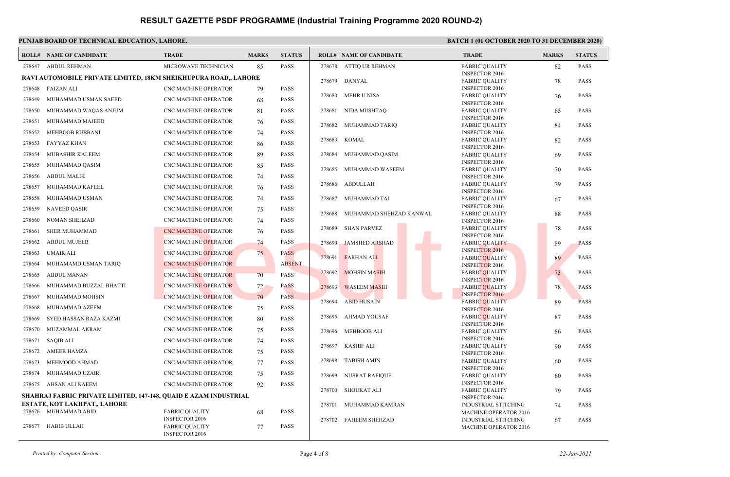# RESULT GAZETTE PSDF PROGRAMME (Industrial Training Programme 2020 ROUND-2)

**PUNJAB BOARD OF TECHNICAL EDUCATION, LAHORE.**

**BATCH 1 (01 OCTOBER 2020 TO 31 DECEMBER 2020)**

| ROLL# | NAME OF CANDIDATE | TRADE | MARKS | STATUS |
|---|---|---|---|---|
| 278647 | ABDUL REHMAN | MICROWAVE TECHNICIAN | 85 | PASS |

**RAVI AUTOMOBILE PRIVATE LIMITED, 18KM SHEIKHUPURA ROAD,, LAHORE**

| ROLL# | NAME OF CANDIDATE | TRADE | MARKS | STATUS |
|---|---|---|---|---|
| 278648 | FAIZAN ALI | CNC MACHINE OPERATOR | 79 | PASS |
| 278649 | MUHAMMAD USMAN SAEED | CNC MACHINE OPERATOR | 68 | PASS |
| 278650 | MUHAMMAD WAQAS ANJUM | CNC MACHINE OPERATOR | 81 | PASS |
| 278651 | MUHAMMAD MAJEED | CNC MACHINE OPERATOR | 76 | PASS |
| 278652 | MEHBOOB RUBBANI | CNC MACHINE OPERATOR | 74 | PASS |
| 278653 | FAYYAZ KHAN | CNC MACHINE OPERATOR | 86 | PASS |
| 278654 | MUBASHIR KALEEM | CNC MACHINE OPERATOR | 89 | PASS |
| 278655 | MUHAMMAD QASIM | CNC MACHINE OPERATOR | 85 | PASS |
| 278656 | ABDUL MALIK | CNC MACHINE OPERATOR | 74 | PASS |
| 278657 | MUHAMMAD KAFEEL | CNC MACHINE OPERATOR | 76 | PASS |
| 278658 | MUHAMMAD USMAN | CNC MACHINE OPERATOR | 74 | PASS |
| 278659 | NAVEED QASIR | CNC MACHINE OPERATOR | 75 | PASS |
| 278660 | NOMAN SHEHZAD | CNC MACHINE OPERATOR | 74 | PASS |
| 278661 | SHER MUHAMMAD | CNC MACHINE OPERATOR | 76 | PASS |
| 278662 | ABDUL MUJEEB | CNC MACHINE OPERATOR | 74 | PASS |
| 278663 | UMAIR ALI | CNC MACHINE OPERATOR | 75 | PASS |
| 278664 | MUHAMAMD USMAN TARIQ | CNC MACHINE OPERATOR | | ABSENT |
| 278665 | ABDUL MANAN | CNC MACHINE OPERATOR | 70 | PASS |
| 278666 | MUHAMMAD BUZZAL BHATTI | CNC MACHINE OPERATOR | 72 | PASS |
| 278667 | MUHAMMAD MOHSIN | CNC MACHINE OPERATOR | 70 | PASS |
| 278668 | MUHAMMAD AZEEM | CNC MACHINE OPERATOR | 75 | PASS |
| 278669 | SYED HASSAN RAZA KAZMI | CNC MACHINE OPERATOR | 80 | PASS |
| 278670 | MUZAMMAL AKRAM | CNC MACHINE OPERATOR | 75 | PASS |
| 278671 | SAQIB ALI | CNC MACHINE OPERATOR | 74 | PASS |
| 278672 | AMEER HAMZA | CNC MACHINE OPERATOR | 75 | PASS |
| 278673 | MEHMOOD AHMAD | CNC MACHINE OPERATOR | 77 | PASS |
| 278674 | MUHAMMAD UZAIR | CNC MACHINE OPERATOR | 75 | PASS |
| 278675 | AHSAN ALI NAEEM | CNC MACHINE OPERATOR | 92 | PASS |

**SHAHRAJ FABRIC PRIVATE LIMITED, 147-148, QUAID E AZAM INDUSTRIAL ESTATE, KOT LAKHPAT,, LAHORE**

| ROLL# | NAME OF CANDIDATE | TRADE | MARKS | STATUS |
|---|---|---|---|---|
| 278676 | MUHAMMAD ABID | FABRIC QUALITY INSPECTOR 2016 | 68 | PASS |
| 278677 | HABIB ULLAH | FABRIC QUALITY INSPECTOR 2016 | 77 | PASS |
| 278678 | ATTIQ UR REHMAN | FABRIC QUALITY INSPECTOR 2016 | 82 | PASS |
| 278679 | DANYAL | FABRIC QUALITY INSPECTOR 2016 | 78 | PASS |
| 278680 | MEHR U NISA | FABRIC QUALITY INSPECTOR 2016 | 76 | PASS |
| 278681 | NIDA MUSHTAQ | FABRIC QUALITY INSPECTOR 2016 | 65 | PASS |
| 278682 | MUHAMMAD TARIQ | FABRIC QUALITY INSPECTOR 2016 | 84 | PASS |
| 278683 | KOMAL | FABRIC QUALITY INSPECTOR 2016 | 82 | PASS |
| 278684 | MUHAMMAD QASIM | FABRIC QUALITY INSPECTOR 2016 | 69 | PASS |
| 278685 | MUHAMMAD WASEEM | FABRIC QUALITY INSPECTOR 2016 | 70 | PASS |
| 278686 | ABDULLAH | FABRIC QUALITY INSPECTOR 2016 | 79 | PASS |
| 278687 | MUHAMMAD TAJ | FABRIC QUALITY INSPECTOR 2016 | 67 | PASS |
| 278688 | MUHAMMAD SHEHZAD KANWAL | FABRIC QUALITY INSPECTOR 2016 | 88 | PASS |
| 278689 | SHAN PARVEZ | FABRIC QUALITY INSPECTOR 2016 | 78 | PASS |
| 278690 | JAMSHED ARSHAD | FABRIC QUALITY INSPECTOR 2016 | 89 | PASS |
| 278691 | FARHAN ALI | FABRIC QUALITY INSPECTOR 2016 | 89 | PASS |
| 278692 | MOHSIN MASIH | FABRIC QUALITY INSPECTOR 2016 | 73 | PASS |
| 278693 | WASEEM MASIH | FABRIC QUALITY INSPECTOR 2016 | 78 | PASS |
| 278694 | ABID HUSAIN | FABRIC QUALITY INSPECTOR 2016 | 89 | PASS |
| 278695 | AHMAD YOUSAF | FABRIC QUALITY INSPECTOR 2016 | 87 | PASS |
| 278696 | MEHBOOB ALI | FABRIC QUALITY INSPECTOR 2016 | 86 | PASS |
| 278697 | KASHIF ALI | FABRIC QUALITY INSPECTOR 2016 | 90 | PASS |
| 278698 | TABISH AMIN | FABRIC QUALITY INSPECTOR 2016 | 60 | PASS |
| 278699 | NUSRAT RAFIQUE | FABRIC QUALITY INSPECTOR 2016 | 60 | PASS |
| 278700 | SHOUKAT ALI | FABRIC QUALITY INSPECTOR 2016 | 79 | PASS |
| 278701 | MUHAMMAD KAMRAN | INDUSTRIAL STITCHING MACHINE OPERATOR 2016 | 74 | PASS |
| 278702 | FAHEEM SHEHZAD | INDUSTRIAL STITCHING MACHINE OPERATOR 2016 | 67 | PASS |

*Printed by: Computer Section*

*22-Jan-2021*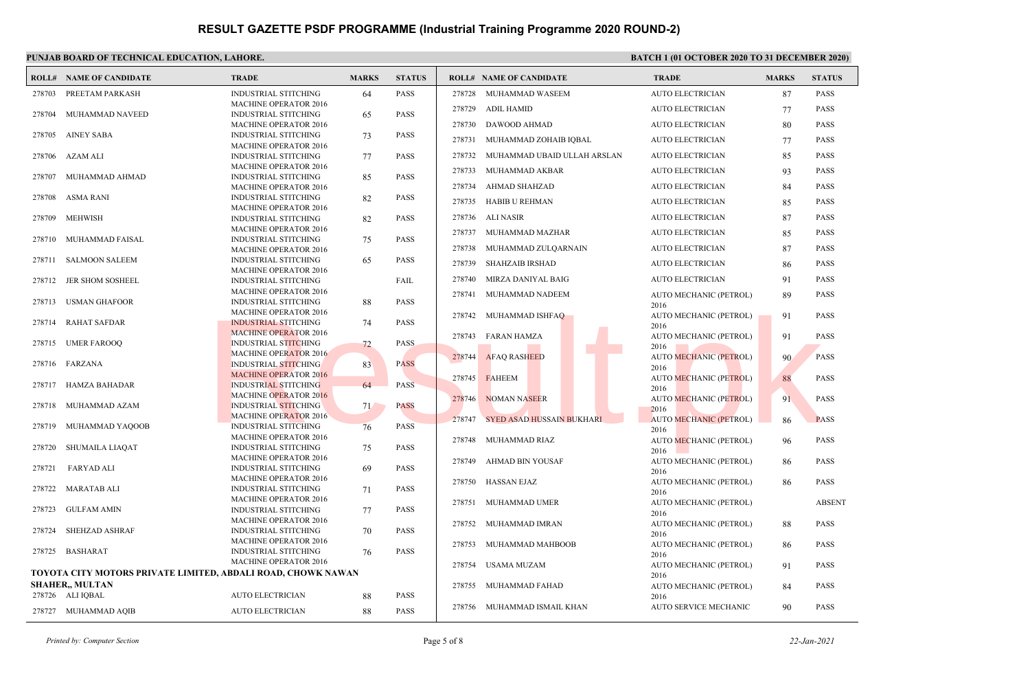# RESULT GAZETTE PSDF PROGRAMME (Industrial Training Programme 2020 ROUND-2)

**PUNJAB BOARD OF TECHNICAL EDUCATION, LAHORE.**

**BATCH 1 (01 OCTOBER 2020 TO 31 DECEMBER 2020)**

| ROLL# | NAME OF CANDIDATE | TRADE | MARKS | STATUS |
|---|---|---|---|---|
| 278703 | PREETAM PARKASH | INDUSTRIAL STITCHING MACHINE OPERATOR 2016 | 64 | PASS |
| 278704 | MUHAMMAD NAVEED | INDUSTRIAL STITCHING MACHINE OPERATOR 2016 | 65 | PASS |
| 278705 | AINEY SABA | INDUSTRIAL STITCHING MACHINE OPERATOR 2016 | 73 | PASS |
| 278706 | AZAM ALI | INDUSTRIAL STITCHING MACHINE OPERATOR 2016 | 77 | PASS |
| 278707 | MUHAMMAD AHMAD | INDUSTRIAL STITCHING MACHINE OPERATOR 2016 | 85 | PASS |
| 278708 | ASMA RANI | INDUSTRIAL STITCHING MACHINE OPERATOR 2016 | 82 | PASS |
| 278709 | MEHWISH | INDUSTRIAL STITCHING MACHINE OPERATOR 2016 | 82 | PASS |
| 278710 | MUHAMMAD FAISAL | INDUSTRIAL STITCHING MACHINE OPERATOR 2016 | 75 | PASS |
| 278711 | SALMOON SALEEM | INDUSTRIAL STITCHING MACHINE OPERATOR 2016 | 65 | PASS |
| 278712 | JER SHOM SOSHEEL | INDUSTRIAL STITCHING MACHINE OPERATOR 2016 | | FAIL |
| 278713 | USMAN GHAFOOR | INDUSTRIAL STITCHING MACHINE OPERATOR 2016 | 88 | PASS |
| 278714 | RAHAT SAFDAR | INDUSTRIAL STITCHING MACHINE OPERATOR 2016 | 74 | PASS |
| 278715 | UMER FAROOQ | INDUSTRIAL STITCHING MACHINE OPERATOR 2016 | 72 | PASS |
| 278716 | FARZANA | INDUSTRIAL STITCHING MACHINE OPERATOR 2016 | 83 | PASS |
| 278717 | HAMZA BAHADAR | INDUSTRIAL STITCHING MACHINE OPERATOR 2016 | 64 | PASS |
| 278718 | MUHAMMAD AZAM | INDUSTRIAL STITCHING MACHINE OPERATOR 2016 | 71 | PASS |
| 278719 | MUHAMMAD YAQOOB | INDUSTRIAL STITCHING MACHINE OPERATOR 2016 | 76 | PASS |
| 278720 | SHUMAILA LIAQAT | INDUSTRIAL STITCHING MACHINE OPERATOR 2016 | 75 | PASS |
| 278721 | FARYAD ALI | INDUSTRIAL STITCHING MACHINE OPERATOR 2016 | 69 | PASS |
| 278722 | MARATAB ALI | INDUSTRIAL STITCHING MACHINE OPERATOR 2016 | 71 | PASS |
| 278723 | GULFAM AMIN | INDUSTRIAL STITCHING MACHINE OPERATOR 2016 | 77 | PASS |
| 278724 | SHEHZAD ASHRAF | INDUSTRIAL STITCHING MACHINE OPERATOR 2016 | 70 | PASS |
| 278725 | BASHARAT | INDUSTRIAL STITCHING MACHINE OPERATOR 2016 | 76 | PASS |

**TOYOTA CITY MOTORS PRIVATE LIMITED, ABDALI ROAD, CHOWK NAWAN SHAHER,, MULTAN**

| ROLL# | NAME OF CANDIDATE | TRADE | MARKS | STATUS |
|---|---|---|---|---|
| 278726 | ALI IQBAL | AUTO ELECTRICIAN | 88 | PASS |
| 278727 | MUHAMMAD AQIB | AUTO ELECTRICIAN | 88 | PASS |
| 278728 | MUHAMMAD WASEEM | AUTO ELECTRICIAN | 87 | PASS |
| 278729 | ADIL HAMID | AUTO ELECTRICIAN | 77 | PASS |
| 278730 | DAWOOD AHMAD | AUTO ELECTRICIAN | 80 | PASS |
| 278731 | MUHAMMAD ZOHAIB IQBAL | AUTO ELECTRICIAN | 77 | PASS |
| 278732 | MUHAMMAD UBAID ULLAH ARSLAN | AUTO ELECTRICIAN | 85 | PASS |
| 278733 | MUHAMMAD AKBAR | AUTO ELECTRICIAN | 93 | PASS |
| 278734 | AHMAD SHAHZAD | AUTO ELECTRICIAN | 84 | PASS |
| 278735 | HABIB U REHMAN | AUTO ELECTRICIAN | 85 | PASS |
| 278736 | ALI NASIR | AUTO ELECTRICIAN | 87 | PASS |
| 278737 | MUHAMMAD MAZHAR | AUTO ELECTRICIAN | 85 | PASS |
| 278738 | MUHAMMAD ZULQARNAIN | AUTO ELECTRICIAN | 87 | PASS |
| 278739 | SHAHZAIB IRSHAD | AUTO ELECTRICIAN | 86 | PASS |
| 278740 | MIRZA DANIYAL BAIG | AUTO ELECTRICIAN | 91 | PASS |
| 278741 | MUHAMMAD NADEEM | AUTO MECHANIC (PETROL) 2016 | 89 | PASS |
| 278742 | MUHAMMAD ISHFAQ | AUTO MECHANIC (PETROL) 2016 | 91 | PASS |
| 278743 | FARAN HAMZA | AUTO MECHANIC (PETROL) 2016 | 91 | PASS |
| 278744 | AFAQ RASHEED | AUTO MECHANIC (PETROL) 2016 | 90 | PASS |
| 278745 | FAHEEM | AUTO MECHANIC (PETROL) 2016 | 88 | PASS |
| 278746 | NOMAN NASEER | AUTO MECHANIC (PETROL) 2016 | 91 | PASS |
| 278747 | SYED ASAD HUSSAIN BUKHARI | AUTO MECHANIC (PETROL) 2016 | 86 | PASS |
| 278748 | MUHAMMAD RIAZ | AUTO MECHANIC (PETROL) 2016 | 96 | PASS |
| 278749 | AHMAD BIN YOUSAF | AUTO MECHANIC (PETROL) 2016 | 86 | PASS |
| 278750 | HASSAN EJAZ | AUTO MECHANIC (PETROL) 2016 | 86 | PASS |
| 278751 | MUHAMMAD UMER | AUTO MECHANIC (PETROL) 2016 | | ABSENT |
| 278752 | MUHAMMAD IMRAN | AUTO MECHANIC (PETROL) 2016 | 88 | PASS |
| 278753 | MUHAMMAD MAHBOOB | AUTO MECHANIC (PETROL) 2016 | 86 | PASS |
| 278754 | USAMA MUZAM | AUTO MECHANIC (PETROL) 2016 | 91 | PASS |
| 278755 | MUHAMMAD FAHAD | AUTO MECHANIC (PETROL) 2016 | 84 | PASS |
| 278756 | MUHAMMAD ISMAIL KHAN | AUTO SERVICE MECHANIC | 90 | PASS |

*Printed by: Computer Section* *22-Jan-2021*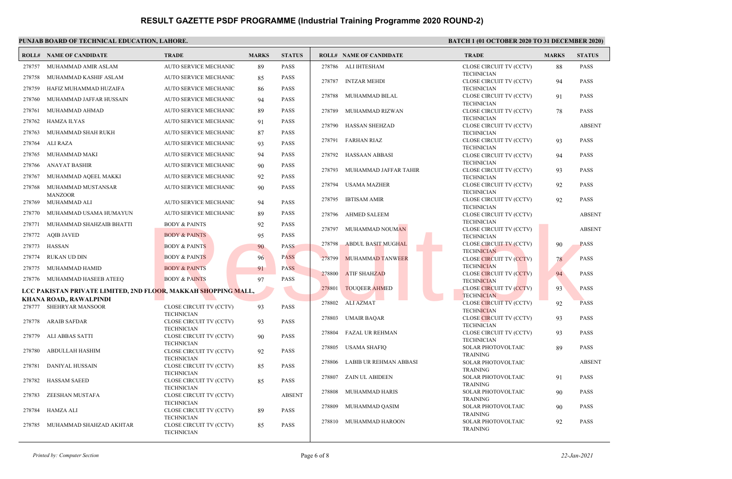# RESULT GAZETTE PSDF PROGRAMME (Industrial Training Programme 2020 ROUND-2)

**PUNJAB BOARD OF TECHNICAL EDUCATION, LAHORE.**

**BATCH 1 (01 OCTOBER 2020 TO 31 DECEMBER 2020)**

| ROLL# | NAME OF CANDIDATE | TRADE | MARKS | STATUS |
|---|---|---|---|---|
| 278757 | MUHAMMAD AMIR ASLAM | AUTO SERVICE MECHANIC | 89 | PASS |
| 278758 | MUHAMMAD KASHIF ASLAM | AUTO SERVICE MECHANIC | 85 | PASS |
| 278759 | HAFIZ MUHAMMAD HUZAIFA | AUTO SERVICE MECHANIC | 86 | PASS |
| 278760 | MUHAMMAD JAFFAR HUSSAIN | AUTO SERVICE MECHANIC | 94 | PASS |
| 278761 | MUHAMMAD AHMAD | AUTO SERVICE MECHANIC | 89 | PASS |
| 278762 | HAMZA ILYAS | AUTO SERVICE MECHANIC | 91 | PASS |
| 278763 | MUHAMMAD SHAH RUKH | AUTO SERVICE MECHANIC | 87 | PASS |
| 278764 | ALI RAZA | AUTO SERVICE MECHANIC | 93 | PASS |
| 278765 | MUHAMMAD MAKI | AUTO SERVICE MECHANIC | 94 | PASS |
| 278766 | ANAYAT BASHIR | AUTO SERVICE MECHANIC | 90 | PASS |
| 278767 | MUHAMMAD AQEEL MAKKI | AUTO SERVICE MECHANIC | 92 | PASS |
| 278768 | MUHAMMAD MUSTANSAR MANZOOR | AUTO SERVICE MECHANIC | 90 | PASS |
| 278769 | MUHAMMAD ALI | AUTO SERVICE MECHANIC | 94 | PASS |
| 278770 | MUHAMMAD USAMA HUMAYUN | AUTO SERVICE MECHANIC | 89 | PASS |
| 278771 | MUHAMMAD SHAHZAIB BHATTI | BODY & PAINTS | 92 | PASS |
| 278772 | AQIB JAVED | BODY & PAINTS | 95 | PASS |
| 278773 | HASSAN | BODY & PAINTS | 90 | PASS |
| 278774 | RUKAN UD DIN | BODY & PAINTS | 96 | PASS |
| 278775 | MUHAMMAD HAMID | BODY & PAINTS | 91 | PASS |
| 278776 | MUHAMMAD HASEEB ATEEQ | BODY & PAINTS | 97 | PASS |

**LCC PAKISTAN PRIVATE LIMITED, 2ND FLOOR, MAKKAH SHOPPING MALL, KHANA ROAD,, RAWALPINDI**

| ROLL# | NAME OF CANDIDATE | TRADE | MARKS | STATUS |
|---|---|---|---|---|
| 278777 | SHEHRYAR MANSOOR | CLOSE CIRCUIT TV (CCTV) TECHNICIAN | 93 | PASS |
| 278778 | ARAIB SAFDAR | CLOSE CIRCUIT TV (CCTV) TECHNICIAN | 93 | PASS |
| 278779 | ALI ABBAS SATTI | CLOSE CIRCUIT TV (CCTV) TECHNICIAN | 90 | PASS |
| 278780 | ABDULLAH HASHIM | CLOSE CIRCUIT TV (CCTV) TECHNICIAN | 92 | PASS |
| 278781 | DANIYAL HUSSAIN | CLOSE CIRCUIT TV (CCTV) TECHNICIAN | 85 | PASS |
| 278782 | HASSAM SAEED | CLOSE CIRCUIT TV (CCTV) TECHNICIAN | 85 | PASS |
| 278783 | ZEESHAN MUSTAFA | CLOSE CIRCUIT TV (CCTV) TECHNICIAN | | ABSENT |
| 278784 | HAMZA ALI | CLOSE CIRCUIT TV (CCTV) TECHNICIAN | 89 | PASS |
| 278785 | MUHAMMAD SHAHZAD AKHTAR | CLOSE CIRCUIT TV (CCTV) TECHNICIAN | 85 | PASS |
| 278786 | ALI IHTESHAM | CLOSE CIRCUIT TV (CCTV) TECHNICIAN | 88 | PASS |
| 278787 | INTZAR MEHDI | CLOSE CIRCUIT TV (CCTV) TECHNICIAN | 94 | PASS |
| 278788 | MUHAMMAD BILAL | CLOSE CIRCUIT TV (CCTV) TECHNICIAN | 91 | PASS |
| 278789 | MUHAMMAD RIZWAN | CLOSE CIRCUIT TV (CCTV) TECHNICIAN | 78 | PASS |
| 278790 | HASSAN SHEHZAD | CLOSE CIRCUIT TV (CCTV) TECHNICIAN | | ABSENT |
| 278791 | FARHAN RIAZ | CLOSE CIRCUIT TV (CCTV) TECHNICIAN | 93 | PASS |
| 278792 | HASSAAN ABBASI | CLOSE CIRCUIT TV (CCTV) TECHNICIAN | 94 | PASS |
| 278793 | MUHAMMAD JAFFAR TAHIR | CLOSE CIRCUIT TV (CCTV) TECHNICIAN | 93 | PASS |
| 278794 | USAMA MAZHER | CLOSE CIRCUIT TV (CCTV) TECHNICIAN | 92 | PASS |
| 278795 | IBTISAM AMIR | CLOSE CIRCUIT TV (CCTV) TECHNICIAN | 92 | PASS |
| 278796 | AHMED SALEEM | CLOSE CIRCUIT TV (CCTV) TECHNICIAN | | ABSENT |
| 278797 | MUHAMMAD NOUMAN | CLOSE CIRCUIT TV (CCTV) TECHNICIAN | | ABSENT |
| 278798 | ABDUL BASIT MUGHAL | CLOSE CIRCUIT TV (CCTV) TECHNICIAN | 90 | PASS |
| 278799 | MUHAMMAD TANWEER | CLOSE CIRCUIT TV (CCTV) TECHNICIAN | 78 | PASS |
| 278800 | ATIF SHAHZAD | CLOSE CIRCUIT TV (CCTV) TECHNICIAN | 94 | PASS |
| 278801 | TOUQEER AHMED | CLOSE CIRCUIT TV (CCTV) TECHNICIAN | 93 | PASS |
| 278802 | ALI AZMAT | CLOSE CIRCUIT TV (CCTV) TECHNICIAN | 92 | PASS |
| 278803 | UMAIR BAQAR | CLOSE CIRCUIT TV (CCTV) TECHNICIAN | 93 | PASS |
| 278804 | FAZAL UR REHMAN | CLOSE CIRCUIT TV (CCTV) TECHNICIAN | 93 | PASS |
| 278805 | USAMA SHAFIQ | SOLAR PHOTOVOLTAIC TRAINING | 89 | PASS |
| 278806 | LABIB UR REHMAN ABBASI | SOLAR PHOTOVOLTAIC TRAINING | | ABSENT |
| 278807 | ZAIN UL ABIDEEN | SOLAR PHOTOVOLTAIC TRAINING | 91 | PASS |
| 278808 | MUHAMMAD HARIS | SOLAR PHOTOVOLTAIC TRAINING | 90 | PASS |
| 278809 | MUHAMMAD QASIM | SOLAR PHOTOVOLTAIC TRAINING | 90 | PASS |
| 278810 | MUHAMMAD HAROON | SOLAR PHOTOVOLTAIC TRAINING | 92 | PASS |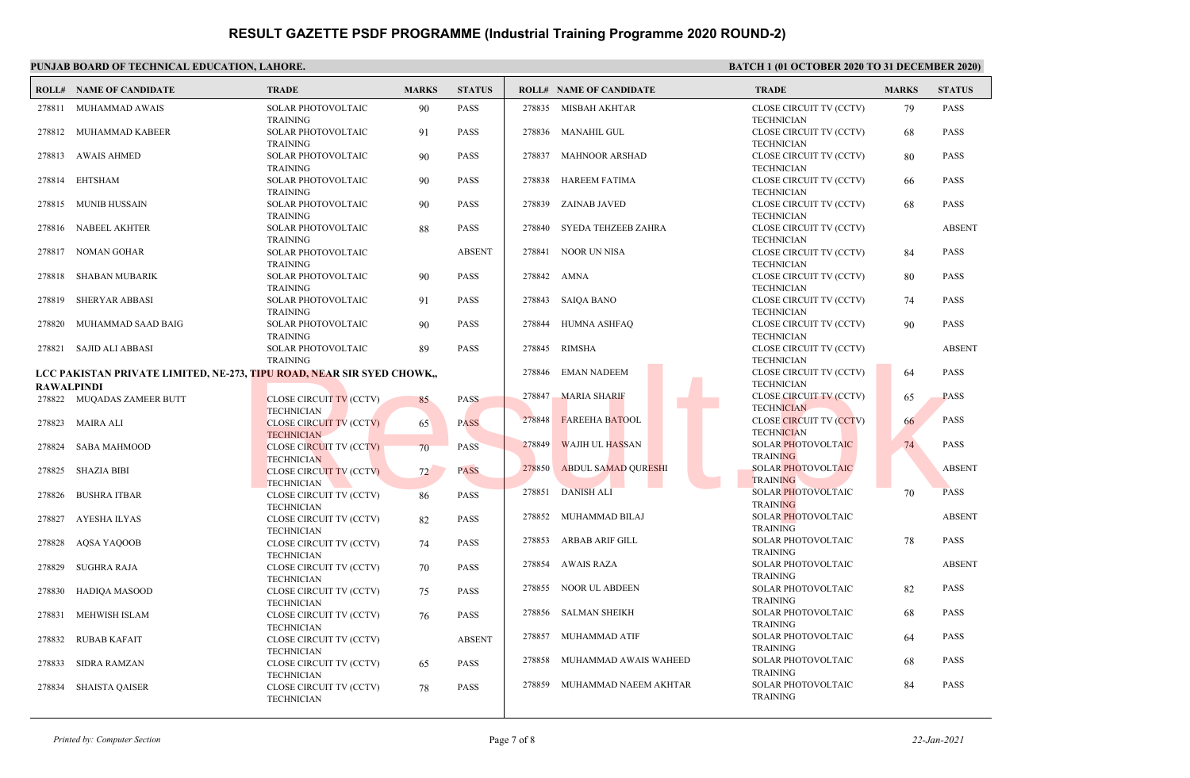# RESULT GAZETTE PSDF PROGRAMME (Industrial Training Programme 2020 ROUND-2)

**PUNJAB BOARD OF TECHNICAL EDUCATION, LAHORE.**

**BATCH 1 (01 OCTOBER 2020 TO 31 DECEMBER 2020)**

| ROLL# | NAME OF CANDIDATE | TRADE | MARKS | STATUS |
|---|---|---|---|---|
| 278811 | MUHAMMAD AWAIS | SOLAR PHOTOVOLTAIC TRAINING | 90 | PASS |
| 278812 | MUHAMMAD KABEER | SOLAR PHOTOVOLTAIC TRAINING | 91 | PASS |
| 278813 | AWAIS AHMED | SOLAR PHOTOVOLTAIC TRAINING | 90 | PASS |
| 278814 | EHTSHAM | SOLAR PHOTOVOLTAIC TRAINING | 90 | PASS |
| 278815 | MUNIB HUSSAIN | SOLAR PHOTOVOLTAIC TRAINING | 90 | PASS |
| 278816 | NABEEL AKHTER | SOLAR PHOTOVOLTAIC TRAINING | 88 | PASS |
| 278817 | NOMAN GOHAR | SOLAR PHOTOVOLTAIC TRAINING | | ABSENT |
| 278818 | SHABAN MUBARIK | SOLAR PHOTOVOLTAIC TRAINING | 90 | PASS |
| 278819 | SHERYAR ABBASI | SOLAR PHOTOVOLTAIC TRAINING | 91 | PASS |
| 278820 | MUHAMMAD SAAD BAIG | SOLAR PHOTOVOLTAIC TRAINING | 90 | PASS |
| 278821 | SAJID ALI ABBASI | SOLAR PHOTOVOLTAIC TRAINING | 89 | PASS |

**LCC PAKISTAN PRIVATE LIMITED, NE-273, TIPU ROAD, NEAR SIR SYED CHOWK,, RAWALPINDI**

| ROLL# | NAME OF CANDIDATE | TRADE | MARKS | STATUS |
|---|---|---|---|---|
| 278822 | MUQADAS ZAMEER BUTT | CLOSE CIRCUIT TV (CCTV) TECHNICIAN | 85 | PASS |
| 278823 | MAIRA ALI | CLOSE CIRCUIT TV (CCTV) TECHNICIAN | 65 | PASS |
| 278824 | SABA MAHMOOD | CLOSE CIRCUIT TV (CCTV) TECHNICIAN | 70 | PASS |
| 278825 | SHAZIA BIBI | CLOSE CIRCUIT TV (CCTV) TECHNICIAN | 72 | PASS |
| 278826 | BUSHRA ITBAR | CLOSE CIRCUIT TV (CCTV) TECHNICIAN | 86 | PASS |
| 278827 | AYESHA ILYAS | CLOSE CIRCUIT TV (CCTV) TECHNICIAN | 82 | PASS |
| 278828 | AQSA YAQOOB | CLOSE CIRCUIT TV (CCTV) TECHNICIAN | 74 | PASS |
| 278829 | SUGHRA RAJA | CLOSE CIRCUIT TV (CCTV) TECHNICIAN | 70 | PASS |
| 278830 | HADIQA MASOOD | CLOSE CIRCUIT TV (CCTV) TECHNICIAN | 75 | PASS |
| 278831 | MEHWISH ISLAM | CLOSE CIRCUIT TV (CCTV) TECHNICIAN | 76 | PASS |
| 278832 | RUBAB KAFAIT | CLOSE CIRCUIT TV (CCTV) TECHNICIAN | | ABSENT |
| 278833 | SIDRA RAMZAN | CLOSE CIRCUIT TV (CCTV) TECHNICIAN | 65 | PASS |
| 278834 | SHAISTA QAISER | CLOSE CIRCUIT TV (CCTV) TECHNICIAN | 78 | PASS |
| 278835 | MISBAH AKHTAR | CLOSE CIRCUIT TV (CCTV) TECHNICIAN | 79 | PASS |
| 278836 | MANAHIL GUL | CLOSE CIRCUIT TV (CCTV) TECHNICIAN | 68 | PASS |
| 278837 | MAHNOOR ARSHAD | CLOSE CIRCUIT TV (CCTV) TECHNICIAN | 80 | PASS |
| 278838 | HAREEM FATIMA | CLOSE CIRCUIT TV (CCTV) TECHNICIAN | 66 | PASS |
| 278839 | ZAINAB JAVED | CLOSE CIRCUIT TV (CCTV) TECHNICIAN | 68 | PASS |
| 278840 | SYEDA TEHZEEB ZAHRA | CLOSE CIRCUIT TV (CCTV) TECHNICIAN | | ABSENT |
| 278841 | NOOR UN NISA | CLOSE CIRCUIT TV (CCTV) TECHNICIAN | 84 | PASS |
| 278842 | AMNA | CLOSE CIRCUIT TV (CCTV) TECHNICIAN | 80 | PASS |
| 278843 | SAIQA BANO | CLOSE CIRCUIT TV (CCTV) TECHNICIAN | 74 | PASS |
| 278844 | HUMNA ASHFAQ | CLOSE CIRCUIT TV (CCTV) TECHNICIAN | 90 | PASS |
| 278845 | RIMSHA | CLOSE CIRCUIT TV (CCTV) TECHNICIAN | | ABSENT |
| 278846 | EMAN NADEEM | CLOSE CIRCUIT TV (CCTV) TECHNICIAN | 64 | PASS |
| 278847 | MARIA SHARIF | CLOSE CIRCUIT TV (CCTV) TECHNICIAN | 65 | PASS |
| 278848 | FAREEHA BATOOL | CLOSE CIRCUIT TV (CCTV) TECHNICIAN | 66 | PASS |
| 278849 | WAJIH UL HASSAN | SOLAR PHOTOVOLTAIC TRAINING | 74 | PASS |
| 278850 | ABDUL SAMAD QURESHI | SOLAR PHOTOVOLTAIC TRAINING | | ABSENT |
| 278851 | DANISH ALI | SOLAR PHOTOVOLTAIC TRAINING | 70 | PASS |
| 278852 | MUHAMMAD BILAJ | SOLAR PHOTOVOLTAIC TRAINING | | ABSENT |
| 278853 | ARBAB ARIF GILL | SOLAR PHOTOVOLTAIC TRAINING | 78 | PASS |
| 278854 | AWAIS RAZA | SOLAR PHOTOVOLTAIC TRAINING | | ABSENT |
| 278855 | NOOR UL ABDEEN | SOLAR PHOTOVOLTAIC TRAINING | 82 | PASS |
| 278856 | SALMAN SHEIKH | SOLAR PHOTOVOLTAIC TRAINING | 68 | PASS |
| 278857 | MUHAMMAD ATIF | SOLAR PHOTOVOLTAIC TRAINING | 64 | PASS |
| 278858 | MUHAMMAD AWAIS WAHEED | SOLAR PHOTOVOLTAIC TRAINING | 68 | PASS |
| 278859 | MUHAMMAD NAEEM AKHTAR | SOLAR PHOTOVOLTAIC TRAINING | 84 | PASS |

*Printed by: Computer Section* *22-Jan-2021*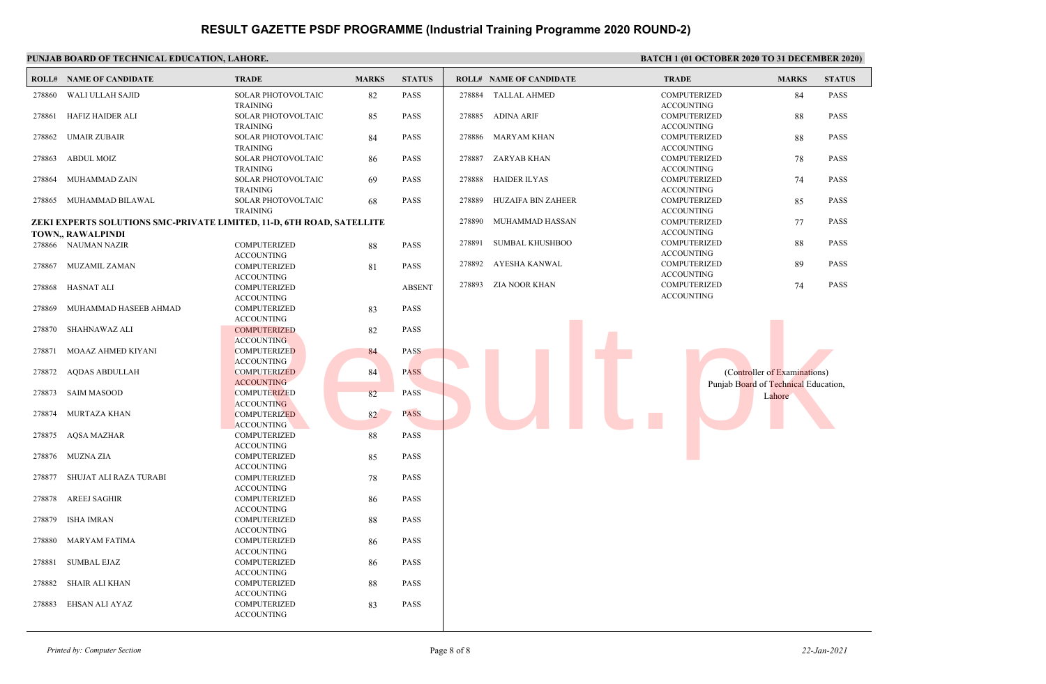# RESULT GAZETTE PSDF PROGRAMME (Industrial Training Programme 2020 ROUND-2)

**PUNJAB BOARD OF TECHNICAL EDUCATION, LAHORE.**

**BATCH 1 (01 OCTOBER 2020 TO 31 DECEMBER 2020)**

| ROLL# | NAME OF CANDIDATE | TRADE | MARKS | STATUS |
|---|---|---|---|---|
| 278860 | WALI ULLAH SAJID | SOLAR PHOTOVOLTAIC TRAINING | 82 | PASS |
| 278861 | HAFIZ HAIDER ALI | SOLAR PHOTOVOLTAIC TRAINING | 85 | PASS |
| 278862 | UMAIR ZUBAIR | SOLAR PHOTOVOLTAIC TRAINING | 84 | PASS |
| 278863 | ABDUL MOIZ | SOLAR PHOTOVOLTAIC TRAINING | 86 | PASS |
| 278864 | MUHAMMAD ZAIN | SOLAR PHOTOVOLTAIC TRAINING | 69 | PASS |
| 278865 | MUHAMMAD BILAWAL | SOLAR PHOTOVOLTAIC TRAINING | 68 | PASS |

**ZEKI EXPERTS SOLUTIONS SMC-PRIVATE LIMITED, 11-D, 6TH ROAD, SATELLITE TOWN,, RAWALPINDI**

| ROLL# | NAME OF CANDIDATE | TRADE | MARKS | STATUS |
|---|---|---|---|---|
| 278866 | NAUMAN NAZIR | COMPUTERIZED ACCOUNTING | 88 | PASS |
| 278867 | MUZAMIL ZAMAN | COMPUTERIZED ACCOUNTING | 81 | PASS |
| 278868 | HASNAT ALI | COMPUTERIZED ACCOUNTING | | ABSENT |
| 278869 | MUHAMMAD HASEEB AHMAD | COMPUTERIZED ACCOUNTING | 83 | PASS |
| 278870 | SHAHNAWAZ ALI | COMPUTERIZED ACCOUNTING | 82 | PASS |
| 278871 | MOAAZ AHMED KIYANI | COMPUTERIZED ACCOUNTING | 84 | PASS |
| 278872 | AQDAS ABDULLAH | COMPUTERIZED ACCOUNTING | 84 | PASS |
| 278873 | SAIM MASOOD | COMPUTERIZED ACCOUNTING | 82 | PASS |
| 278874 | MURTAZA KHAN | COMPUTERIZED ACCOUNTING | 82 | PASS |
| 278875 | AQSA MAZHAR | COMPUTERIZED ACCOUNTING | 88 | PASS |
| 278876 | MUZNA ZIA | COMPUTERIZED ACCOUNTING | 85 | PASS |
| 278877 | SHUJAT ALI RAZA TURABI | COMPUTERIZED ACCOUNTING | 78 | PASS |
| 278878 | AREEJ SAGHIR | COMPUTERIZED ACCOUNTING | 86 | PASS |
| 278879 | ISHA IMRAN | COMPUTERIZED ACCOUNTING | 88 | PASS |
| 278880 | MARYAM FATIMA | COMPUTERIZED ACCOUNTING | 86 | PASS |
| 278881 | SUMBAL EJAZ | COMPUTERIZED ACCOUNTING | 86 | PASS |
| 278882 | SHAIR ALI KHAN | COMPUTERIZED ACCOUNTING | 88 | PASS |
| 278883 | EHSAN ALI AYAZ | COMPUTERIZED ACCOUNTING | 83 | PASS |
| 278884 | TALLAL AHMED | COMPUTERIZED ACCOUNTING | 84 | PASS |
| 278885 | ADINA ARIF | COMPUTERIZED ACCOUNTING | 88 | PASS |
| 278886 | MARYAM KHAN | COMPUTERIZED ACCOUNTING | 88 | PASS |
| 278887 | ZARYAB KHAN | COMPUTERIZED ACCOUNTING | 78 | PASS |
| 278888 | HAIDER ILYAS | COMPUTERIZED ACCOUNTING | 74 | PASS |
| 278889 | HUZAIFA BIN ZAHEER | COMPUTERIZED ACCOUNTING | 85 | PASS |
| 278890 | MUHAMMAD HASSAN | COMPUTERIZED ACCOUNTING | 77 | PASS |
| 278891 | SUMBAL KHUSHBOO | COMPUTERIZED ACCOUNTING | 88 | PASS |
| 278892 | AYESHA KANWAL | COMPUTERIZED ACCOUNTING | 89 | PASS |
| 278893 | ZIA NOOR KHAN | COMPUTERIZED ACCOUNTING | 74 | PASS |

(Controller of Examinations)
Punjab Board of Technical Education, Lahore

*Printed by: Computer Section*

*22-Jan-2021*